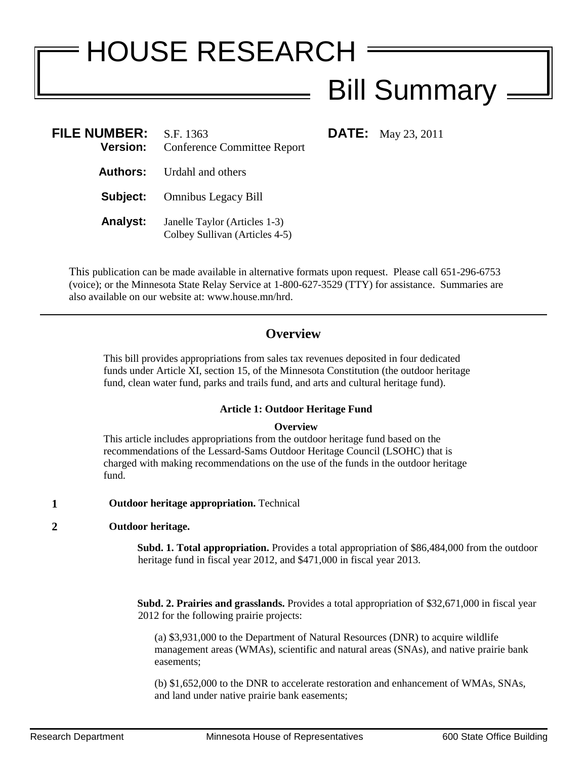# HOUSE RESEARCH

## Bill Summary

**FILE NUMBER:** S.F. 1363
**Version:** Conference Committee Report

**DATE:** May 23, 2011

**Authors:** Urdahl and others

**Subject:** Omnibus Legacy Bill

**Analyst:** Janelle Taylor (Articles 1-3)
Colbey Sullivan (Articles 4-5)

This publication can be made available in alternative formats upon request. Please call 651-296-6753 (voice); or the Minnesota State Relay Service at 1-800-627-3529 (TTY) for assistance. Summaries are also available on our website at: www.house.mn/hrd.

---

## Overview

This bill provides appropriations from sales tax revenues deposited in four dedicated funds under Article XI, section 15, of the Minnesota Constitution (the outdoor heritage fund, clean water fund, parks and trails fund, and arts and cultural heritage fund).

### Article 1: Outdoor Heritage Fund

**Overview**

This article includes appropriations from the outdoor heritage fund based on the recommendations of the Lessard-Sams Outdoor Heritage Council (LSOHC) that is charged with making recommendations on the use of the funds in the outdoor heritage fund.

**1** **Outdoor heritage appropriation.** Technical

**2** **Outdoor heritage.**

**Subd. 1. Total appropriation.** Provides a total appropriation of $86,484,000 from the outdoor heritage fund in fiscal year 2012, and $471,000 in fiscal year 2013.

**Subd. 2. Prairies and grasslands.** Provides a total appropriation of $32,671,000 in fiscal year 2012 for the following prairie projects:

(a) $3,931,000 to the Department of Natural Resources (DNR) to acquire wildlife management areas (WMAs), scientific and natural areas (SNAs), and native prairie bank easements;

(b) $1,652,000 to the DNR to accelerate restoration and enhancement of WMAs, SNAs, and land under native prairie bank easements;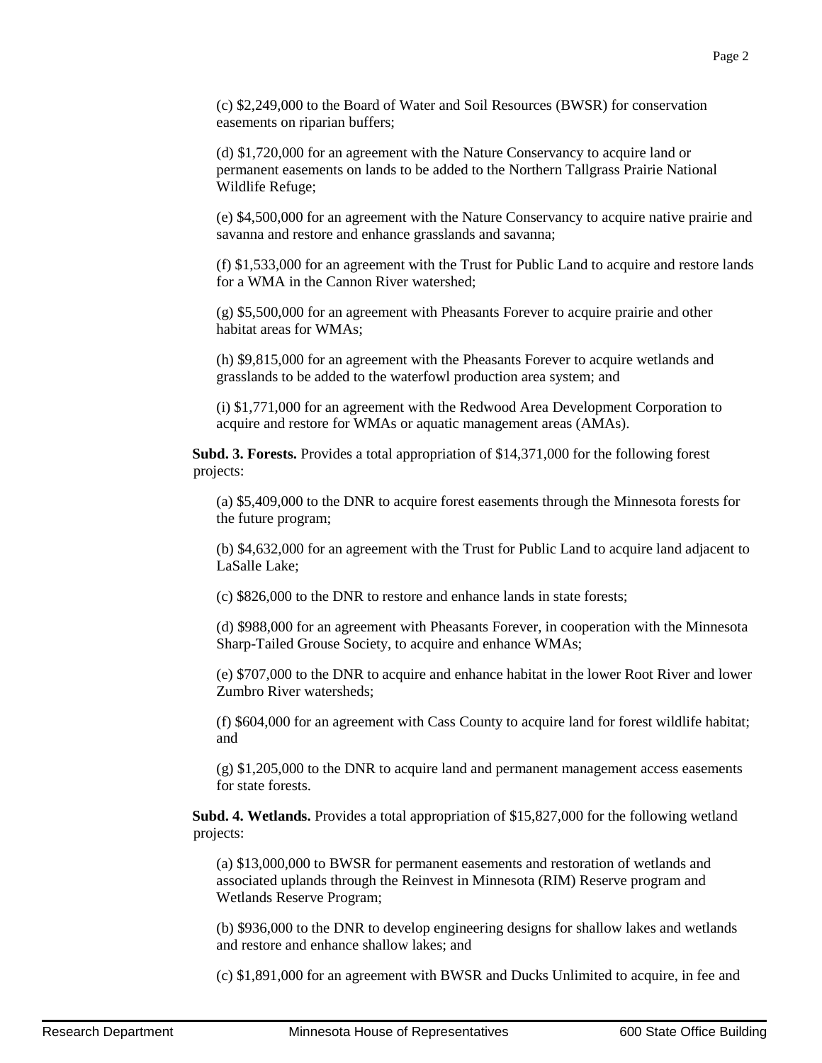(c) $2,249,000 to the Board of Water and Soil Resources (BWSR) for conservation easements on riparian buffers;

(d) $1,720,000 for an agreement with the Nature Conservancy to acquire land or permanent easements on lands to be added to the Northern Tallgrass Prairie National Wildlife Refuge;

(e) $4,500,000 for an agreement with the Nature Conservancy to acquire native prairie and savanna and restore and enhance grasslands and savanna;

(f) $1,533,000 for an agreement with the Trust for Public Land to acquire and restore lands for a WMA in the Cannon River watershed;

(g) $5,500,000 for an agreement with Pheasants Forever to acquire prairie and other habitat areas for WMAs;

(h) $9,815,000 for an agreement with the Pheasants Forever to acquire wetlands and grasslands to be added to the waterfowl production area system; and

(i) $1,771,000 for an agreement with the Redwood Area Development Corporation to acquire and restore for WMAs or aquatic management areas (AMAs).

**Subd. 3. Forests.** Provides a total appropriation of $14,371,000 for the following forest projects:

(a) $5,409,000 to the DNR to acquire forest easements through the Minnesota forests for the future program;

(b) $4,632,000 for an agreement with the Trust for Public Land to acquire land adjacent to LaSalle Lake;

(c) $826,000 to the DNR to restore and enhance lands in state forests;

(d) $988,000 for an agreement with Pheasants Forever, in cooperation with the Minnesota Sharp-Tailed Grouse Society, to acquire and enhance WMAs;

(e) $707,000 to the DNR to acquire and enhance habitat in the lower Root River and lower Zumbro River watersheds;

(f) $604,000 for an agreement with Cass County to acquire land for forest wildlife habitat; and

(g) $1,205,000 to the DNR to acquire land and permanent management access easements for state forests.

**Subd. 4. Wetlands.** Provides a total appropriation of $15,827,000 for the following wetland projects:

(a) $13,000,000 to BWSR for permanent easements and restoration of wetlands and associated uplands through the Reinvest in Minnesota (RIM) Reserve program and Wetlands Reserve Program;

(b) $936,000 to the DNR to develop engineering designs for shallow lakes and wetlands and restore and enhance shallow lakes; and

(c) $1,891,000 for an agreement with BWSR and Ducks Unlimited to acquire, in fee and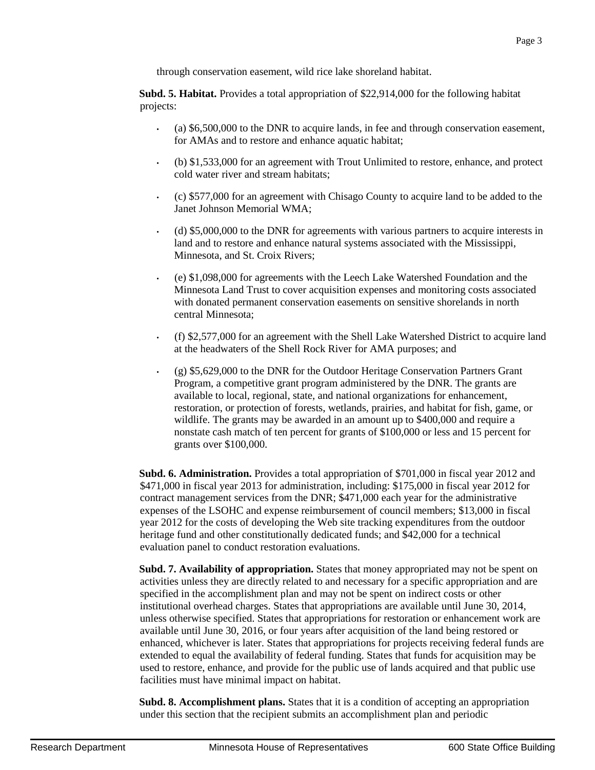through conservation easement, wild rice lake shoreland habitat.

**Subd. 5. Habitat.** Provides a total appropriation of $22,914,000 for the following habitat projects:

- (a) $6,500,000 to the DNR to acquire lands, in fee and through conservation easement, for AMAs and to restore and enhance aquatic habitat;
- (b) $1,533,000 for an agreement with Trout Unlimited to restore, enhance, and protect cold water river and stream habitats;
- (c) $577,000 for an agreement with Chisago County to acquire land to be added to the Janet Johnson Memorial WMA;
- (d) $5,000,000 to the DNR for agreements with various partners to acquire interests in land and to restore and enhance natural systems associated with the Mississippi, Minnesota, and St. Croix Rivers;
- (e) $1,098,000 for agreements with the Leech Lake Watershed Foundation and the Minnesota Land Trust to cover acquisition expenses and monitoring costs associated with donated permanent conservation easements on sensitive shorelands in north central Minnesota;
- (f) $2,577,000 for an agreement with the Shell Lake Watershed District to acquire land at the headwaters of the Shell Rock River for AMA purposes; and
- (g) $5,629,000 to the DNR for the Outdoor Heritage Conservation Partners Grant Program, a competitive grant program administered by the DNR. The grants are available to local, regional, state, and national organizations for enhancement, restoration, or protection of forests, wetlands, prairies, and habitat for fish, game, or wildlife. The grants may be awarded in an amount up to $400,000 and require a nonstate cash match of ten percent for grants of $100,000 or less and 15 percent for grants over $100,000.

**Subd. 6. Administration.** Provides a total appropriation of $701,000 in fiscal year 2012 and $471,000 in fiscal year 2013 for administration, including: $175,000 in fiscal year 2012 for contract management services from the DNR; $471,000 each year for the administrative expenses of the LSOHC and expense reimbursement of council members; $13,000 in fiscal year 2012 for the costs of developing the Web site tracking expenditures from the outdoor heritage fund and other constitutionally dedicated funds; and $42,000 for a technical evaluation panel to conduct restoration evaluations.

**Subd. 7. Availability of appropriation.** States that money appropriated may not be spent on activities unless they are directly related to and necessary for a specific appropriation and are specified in the accomplishment plan and may not be spent on indirect costs or other institutional overhead charges. States that appropriations are available until June 30, 2014, unless otherwise specified. States that appropriations for restoration or enhancement work are available until June 30, 2016, or four years after acquisition of the land being restored or enhanced, whichever is later. States that appropriations for projects receiving federal funds are extended to equal the availability of federal funding. States that funds for acquisition may be used to restore, enhance, and provide for the public use of lands acquired and that public use facilities must have minimal impact on habitat.

**Subd. 8. Accomplishment plans.** States that it is a condition of accepting an appropriation under this section that the recipient submits an accomplishment plan and periodic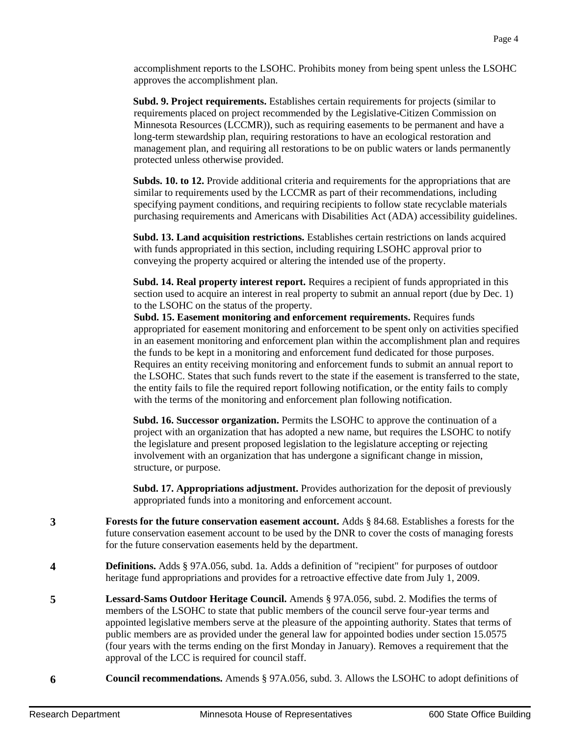accomplishment reports to the LSOHC. Prohibits money from being spent unless the LSOHC approves the accomplishment plan.

**Subd. 9. Project requirements.** Establishes certain requirements for projects (similar to requirements placed on project recommended by the Legislative-Citizen Commission on Minnesota Resources (LCCMR)), such as requiring easements to be permanent and have a long-term stewardship plan, requiring restorations to have an ecological restoration and management plan, and requiring all restorations to be on public waters or lands permanently protected unless otherwise provided.

**Subds. 10. to 12.** Provide additional criteria and requirements for the appropriations that are similar to requirements used by the LCCMR as part of their recommendations, including specifying payment conditions, and requiring recipients to follow state recyclable materials purchasing requirements and Americans with Disabilities Act (ADA) accessibility guidelines.

**Subd. 13. Land acquisition restrictions.** Establishes certain restrictions on lands acquired with funds appropriated in this section, including requiring LSOHC approval prior to conveying the property acquired or altering the intended use of the property.

**Subd. 14. Real property interest report.** Requires a recipient of funds appropriated in this section used to acquire an interest in real property to submit an annual report (due by Dec. 1) to the LSOHC on the status of the property.

**Subd. 15. Easement monitoring and enforcement requirements.** Requires funds appropriated for easement monitoring and enforcement to be spent only on activities specified in an easement monitoring and enforcement plan within the accomplishment plan and requires the funds to be kept in a monitoring and enforcement fund dedicated for those purposes. Requires an entity receiving monitoring and enforcement funds to submit an annual report to the LSOHC. States that such funds revert to the state if the easement is transferred to the state, the entity fails to file the required report following notification, or the entity fails to comply with the terms of the monitoring and enforcement plan following notification.

**Subd. 16. Successor organization.** Permits the LSOHC to approve the continuation of a project with an organization that has adopted a new name, but requires the LSOHC to notify the legislature and present proposed legislation to the legislature accepting or rejecting involvement with an organization that has undergone a significant change in mission, structure, or purpose.

**Subd. 17. Appropriations adjustment.** Provides authorization for the deposit of previously appropriated funds into a monitoring and enforcement account.

**3** **Forests for the future conservation easement account.** Adds § 84.68. Establishes a forests for the future conservation easement account to be used by the DNR to cover the costs of managing forests for the future conservation easements held by the department.

**4** **Definitions.** Adds § 97A.056, subd. 1a. Adds a definition of "recipient" for purposes of outdoor heritage fund appropriations and provides for a retroactive effective date from July 1, 2009.

**5** **Lessard-Sams Outdoor Heritage Council.** Amends § 97A.056, subd. 2. Modifies the terms of members of the LSOHC to state that public members of the council serve four-year terms and appointed legislative members serve at the pleasure of the appointing authority. States that terms of public members are as provided under the general law for appointed bodies under section 15.0575 (four years with the terms ending on the first Monday in January). Removes a requirement that the approval of the LCC is required for council staff.

**6** **Council recommendations.** Amends § 97A.056, subd. 3. Allows the LSOHC to adopt definitions of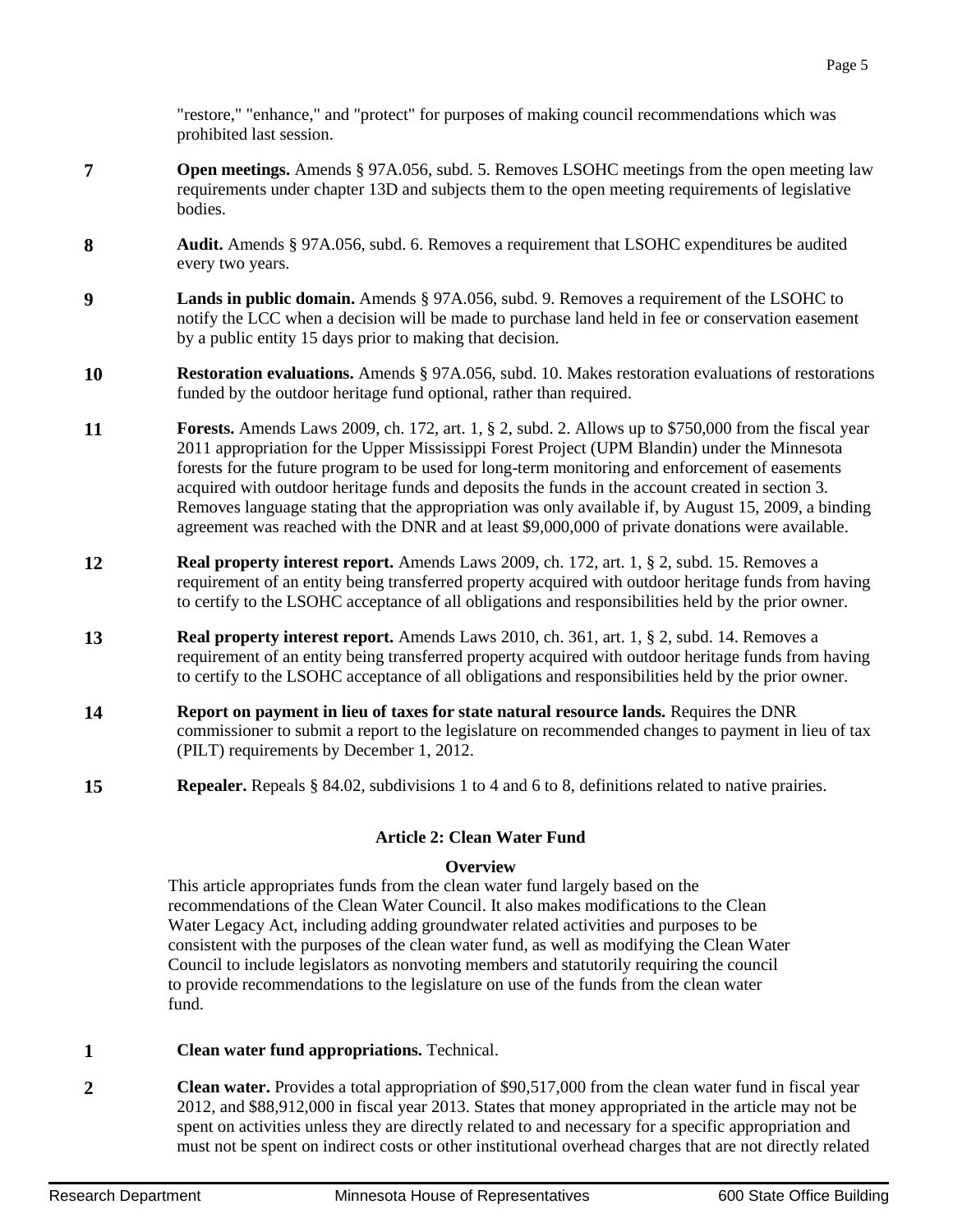"restore," "enhance," and "protect" for purposes of making council recommendations which was prohibited last session.

| | |
|---|---|
| **7** | **Open meetings.** Amends § 97A.056, subd. 5. Removes LSOHC meetings from the open meeting law requirements under chapter 13D and subjects them to the open meeting requirements of legislative bodies. |
| **8** | **Audit.** Amends § 97A.056, subd. 6. Removes a requirement that LSOHC expenditures be audited every two years. |
| **9** | **Lands in public domain.** Amends § 97A.056, subd. 9. Removes a requirement of the LSOHC to notify the LCC when a decision will be made to purchase land held in fee or conservation easement by a public entity 15 days prior to making that decision. |
| **10** | **Restoration evaluations.** Amends § 97A.056, subd. 10. Makes restoration evaluations of restorations funded by the outdoor heritage fund optional, rather than required. |
| **11** | **Forests.** Amends Laws 2009, ch. 172, art. 1, § 2, subd. 2. Allows up to $750,000 from the fiscal year 2011 appropriation for the Upper Mississippi Forest Project (UPM Blandin) under the Minnesota forests for the future program to be used for long-term monitoring and enforcement of easements acquired with outdoor heritage funds and deposits the funds in the account created in section 3. Removes language stating that the appropriation was only available if, by August 15, 2009, a binding agreement was reached with the DNR and at least $9,000,000 of private donations were available. |
| **12** | **Real property interest report.** Amends Laws 2009, ch. 172, art. 1, § 2, subd. 15. Removes a requirement of an entity being transferred property acquired with outdoor heritage funds from having to certify to the LSOHC acceptance of all obligations and responsibilities held by the prior owner. |
| **13** | **Real property interest report.** Amends Laws 2010, ch. 361, art. 1, § 2, subd. 14. Removes a requirement of an entity being transferred property acquired with outdoor heritage funds from having to certify to the LSOHC acceptance of all obligations and responsibilities held by the prior owner. |
| **14** | **Report on payment in lieu of taxes for state natural resource lands.** Requires the DNR commissioner to submit a report to the legislature on recommended changes to payment in lieu of tax (PILT) requirements by December 1, 2012. |
| **15** | **Repealer.** Repeals § 84.02, subdivisions 1 to 4 and 6 to 8, definitions related to native prairies. |

## Article 2: Clean Water Fund

### Overview

This article appropriates funds from the clean water fund largely based on the recommendations of the Clean Water Council. It also makes modifications to the Clean Water Legacy Act, including adding groundwater related activities and purposes to be consistent with the purposes of the clean water fund, as well as modifying the Clean Water Council to include legislators as nonvoting members and statutorily requiring the council to provide recommendations to the legislature on use of the funds from the clean water fund.

| | |
|---|---|
| **1** | **Clean water fund appropriations.** Technical. |
| **2** | **Clean water.** Provides a total appropriation of $90,517,000 from the clean water fund in fiscal year 2012, and $88,912,000 in fiscal year 2013. States that money appropriated in the article may not be spent on activities unless they are directly related to and necessary for a specific appropriation and must not be spent on indirect costs or other institutional overhead charges that are not directly related |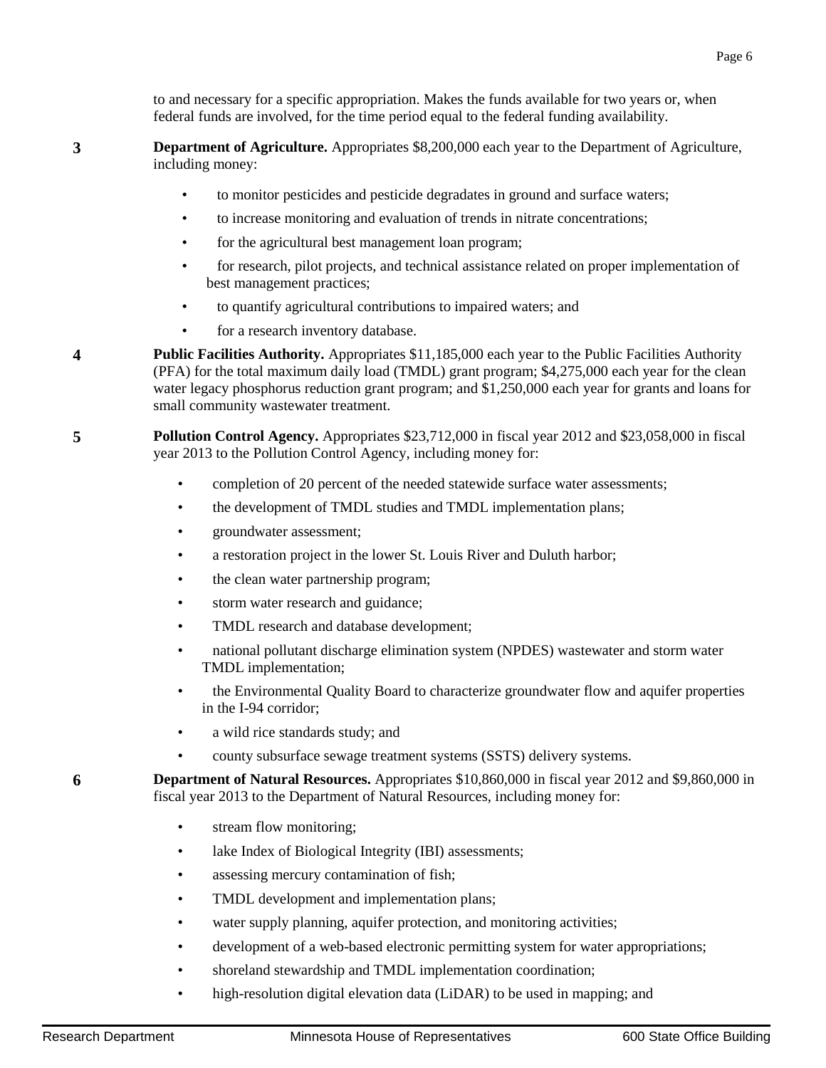to and necessary for a specific appropriation. Makes the funds available for two years or, when federal funds are involved, for the time period equal to the federal funding availability.

**3** **Department of Agriculture.** Appropriates $8,200,000 each year to the Department of Agriculture, including money:

- to monitor pesticides and pesticide degradates in ground and surface waters;
- to increase monitoring and evaluation of trends in nitrate concentrations;
- for the agricultural best management loan program;
- for research, pilot projects, and technical assistance related on proper implementation of best management practices;
- to quantify agricultural contributions to impaired waters; and
- for a research inventory database.

**4** **Public Facilities Authority.** Appropriates $11,185,000 each year to the Public Facilities Authority (PFA) for the total maximum daily load (TMDL) grant program; $4,275,000 each year for the clean water legacy phosphorus reduction grant program; and $1,250,000 each year for grants and loans for small community wastewater treatment.

**5** **Pollution Control Agency.** Appropriates $23,712,000 in fiscal year 2012 and $23,058,000 in fiscal year 2013 to the Pollution Control Agency, including money for:

- completion of 20 percent of the needed statewide surface water assessments;
- the development of TMDL studies and TMDL implementation plans;
- groundwater assessment;
- a restoration project in the lower St. Louis River and Duluth harbor;
- the clean water partnership program;
- storm water research and guidance;
- TMDL research and database development;
- national pollutant discharge elimination system (NPDES) wastewater and storm water TMDL implementation;
- the Environmental Quality Board to characterize groundwater flow and aquifer properties in the I-94 corridor;
- a wild rice standards study; and
- county subsurface sewage treatment systems (SSTS) delivery systems.

**6** **Department of Natural Resources.** Appropriates $10,860,000 in fiscal year 2012 and $9,860,000 in fiscal year 2013 to the Department of Natural Resources, including money for:

- stream flow monitoring;
- lake Index of Biological Integrity (IBI) assessments;
- assessing mercury contamination of fish;
- TMDL development and implementation plans;
- water supply planning, aquifer protection, and monitoring activities;
- development of a web-based electronic permitting system for water appropriations;
- shoreland stewardship and TMDL implementation coordination;
- high-resolution digital elevation data (LiDAR) to be used in mapping; and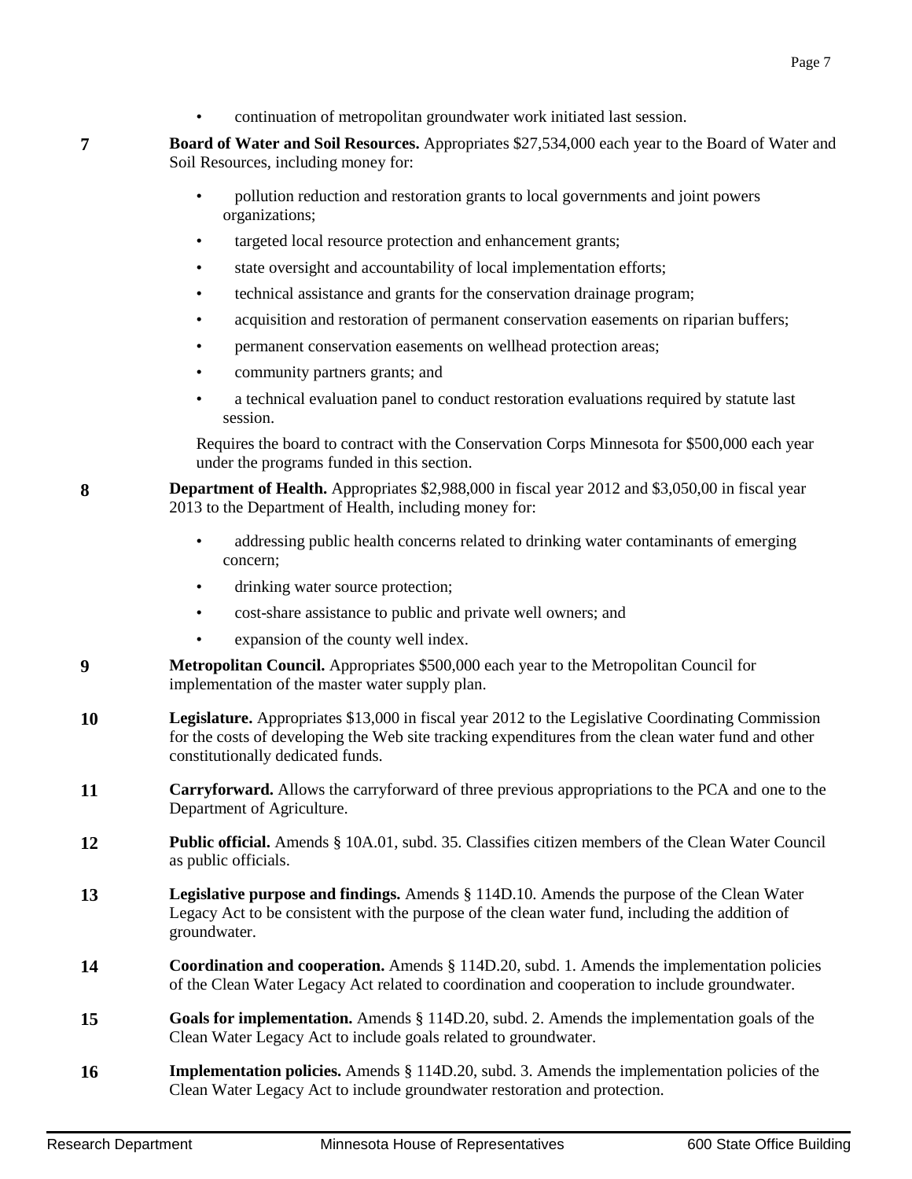- continuation of metropolitan groundwater work initiated last session.

**7** **Board of Water and Soil Resources.** Appropriates $27,534,000 each year to the Board of Water and Soil Resources, including money for:

- pollution reduction and restoration grants to local governments and joint powers organizations;
- targeted local resource protection and enhancement grants;
- state oversight and accountability of local implementation efforts;
- technical assistance and grants for the conservation drainage program;
- acquisition and restoration of permanent conservation easements on riparian buffers;
- permanent conservation easements on wellhead protection areas;
- community partners grants; and
- a technical evaluation panel to conduct restoration evaluations required by statute last session.

Requires the board to contract with the Conservation Corps Minnesota for $500,000 each year under the programs funded in this section.

**8** **Department of Health.** Appropriates $2,988,000 in fiscal year 2012 and $3,050,00 in fiscal year 2013 to the Department of Health, including money for:

- addressing public health concerns related to drinking water contaminants of emerging concern;
- drinking water source protection;
- cost-share assistance to public and private well owners; and
- expansion of the county well index.

**9** **Metropolitan Council.** Appropriates $500,000 each year to the Metropolitan Council for implementation of the master water supply plan.

**10** **Legislature.** Appropriates $13,000 in fiscal year 2012 to the Legislative Coordinating Commission for the costs of developing the Web site tracking expenditures from the clean water fund and other constitutionally dedicated funds.

**11** **Carryforward.** Allows the carryforward of three previous appropriations to the PCA and one to the Department of Agriculture.

**12** **Public official.** Amends § 10A.01, subd. 35. Classifies citizen members of the Clean Water Council as public officials.

**13** **Legislative purpose and findings.** Amends § 114D.10. Amends the purpose of the Clean Water Legacy Act to be consistent with the purpose of the clean water fund, including the addition of groundwater.

**14** **Coordination and cooperation.** Amends § 114D.20, subd. 1. Amends the implementation policies of the Clean Water Legacy Act related to coordination and cooperation to include groundwater.

**15** **Goals for implementation.** Amends § 114D.20, subd. 2. Amends the implementation goals of the Clean Water Legacy Act to include goals related to groundwater.

**16** **Implementation policies.** Amends § 114D.20, subd. 3. Amends the implementation policies of the Clean Water Legacy Act to include groundwater restoration and protection.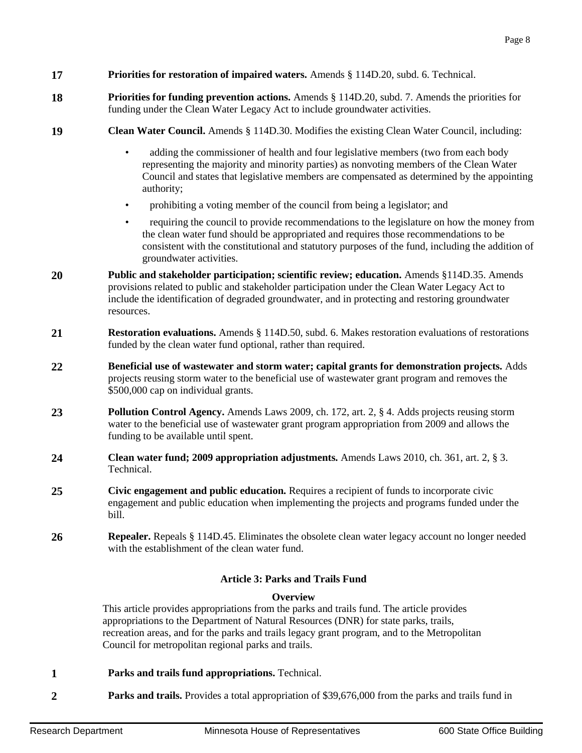**17** **Priorities for restoration of impaired waters.** Amends § 114D.20, subd. 6. Technical.

**18** **Priorities for funding prevention actions.** Amends § 114D.20, subd. 7. Amends the priorities for funding under the Clean Water Legacy Act to include groundwater activities.

**19** **Clean Water Council.** Amends § 114D.30. Modifies the existing Clean Water Council, including:

- adding the commissioner of health and four legislative members (two from each body representing the majority and minority parties) as nonvoting members of the Clean Water Council and states that legislative members are compensated as determined by the appointing authority;
- prohibiting a voting member of the council from being a legislator; and
- requiring the council to provide recommendations to the legislature on how the money from the clean water fund should be appropriated and requires those recommendations to be consistent with the constitutional and statutory purposes of the fund, including the addition of groundwater activities.

**20** **Public and stakeholder participation; scientific review; education.** Amends §114D.35. Amends provisions related to public and stakeholder participation under the Clean Water Legacy Act to include the identification of degraded groundwater, and in protecting and restoring groundwater resources.

**21** **Restoration evaluations.** Amends § 114D.50, subd. 6. Makes restoration evaluations of restorations funded by the clean water fund optional, rather than required.

**22** **Beneficial use of wastewater and storm water; capital grants for demonstration projects.** Adds projects reusing storm water to the beneficial use of wastewater grant program and removes the $500,000 cap on individual grants.

**23** **Pollution Control Agency.** Amends Laws 2009, ch. 172, art. 2, § 4. Adds projects reusing storm water to the beneficial use of wastewater grant program appropriation from 2009 and allows the funding to be available until spent.

**24** **Clean water fund; 2009 appropriation adjustments.** Amends Laws 2010, ch. 361, art. 2, § 3. Technical.

**25** **Civic engagement and public education.** Requires a recipient of funds to incorporate civic engagement and public education when implementing the projects and programs funded under the bill.

**26** **Repealer.** Repeals § 114D.45. Eliminates the obsolete clean water legacy account no longer needed with the establishment of the clean water fund.

## Article 3: Parks and Trails Fund

### Overview

This article provides appropriations from the parks and trails fund. The article provides appropriations to the Department of Natural Resources (DNR) for state parks, trails, recreation areas, and for the parks and trails legacy grant program, and to the Metropolitan Council for metropolitan regional parks and trails.

**1** **Parks and trails fund appropriations.** Technical.

**2** **Parks and trails.** Provides a total appropriation of $39,676,000 from the parks and trails fund in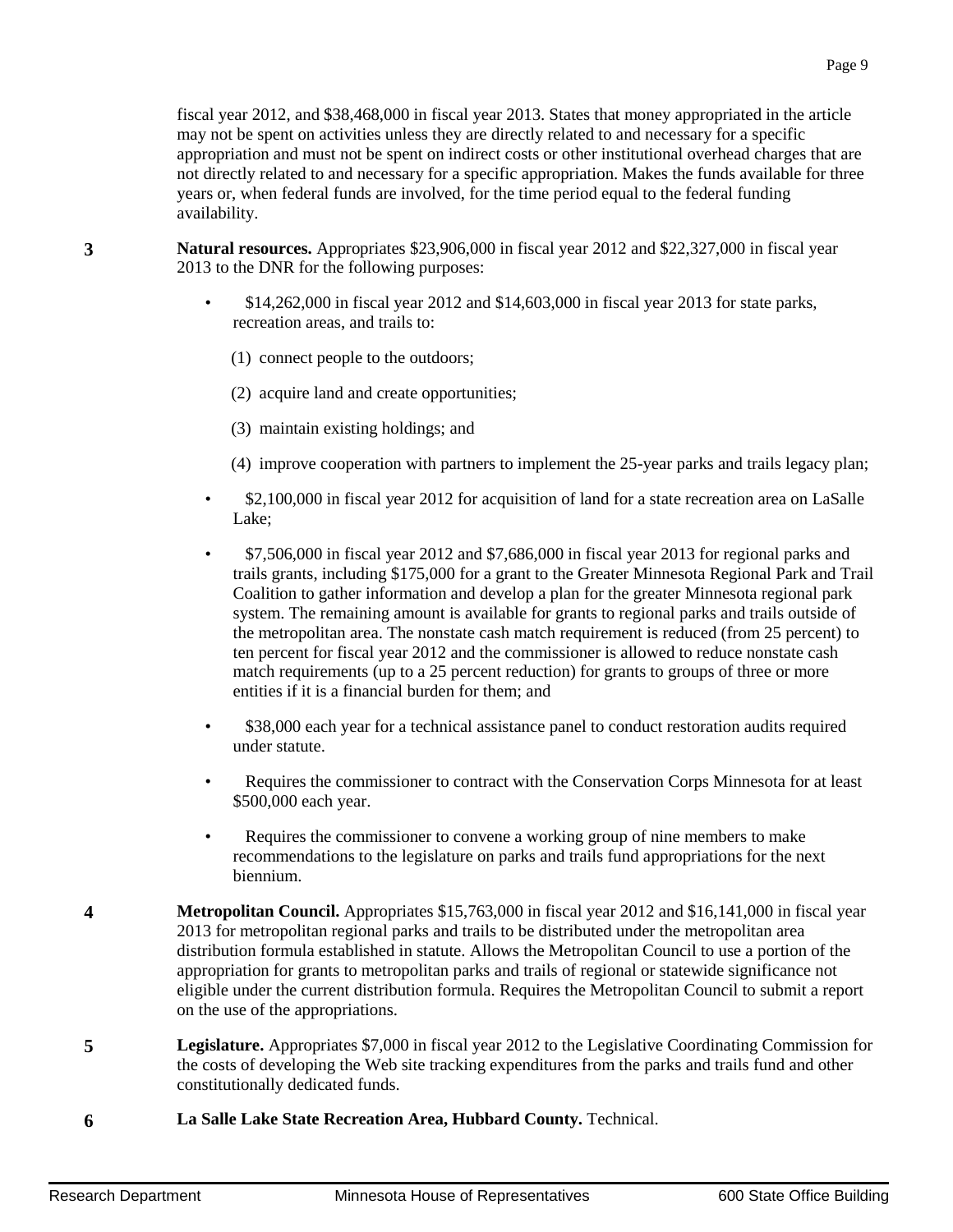fiscal year 2012, and $38,468,000 in fiscal year 2013. States that money appropriated in the article may not be spent on activities unless they are directly related to and necessary for a specific appropriation and must not be spent on indirect costs or other institutional overhead charges that are not directly related to and necessary for a specific appropriation. Makes the funds available for three years or, when federal funds are involved, for the time period equal to the federal funding availability.

**3** **Natural resources.** Appropriates $23,906,000 in fiscal year 2012 and $22,327,000 in fiscal year 2013 to the DNR for the following purposes:

- $14,262,000 in fiscal year 2012 and $14,603,000 in fiscal year 2013 for state parks, recreation areas, and trails to:

  (1) connect people to the outdoors;

  (2) acquire land and create opportunities;

  (3) maintain existing holdings; and

  (4) improve cooperation with partners to implement the 25-year parks and trails legacy plan;

- $2,100,000 in fiscal year 2012 for acquisition of land for a state recreation area on LaSalle Lake;
- $7,506,000 in fiscal year 2012 and $7,686,000 in fiscal year 2013 for regional parks and trails grants, including $175,000 for a grant to the Greater Minnesota Regional Park and Trail Coalition to gather information and develop a plan for the greater Minnesota regional park system. The remaining amount is available for grants to regional parks and trails outside of the metropolitan area. The nonstate cash match requirement is reduced (from 25 percent) to ten percent for fiscal year 2012 and the commissioner is allowed to reduce nonstate cash match requirements (up to a 25 percent reduction) for grants to groups of three or more entities if it is a financial burden for them; and
- $38,000 each year for a technical assistance panel to conduct restoration audits required under statute.
- Requires the commissioner to contract with the Conservation Corps Minnesota for at least $500,000 each year.
- Requires the commissioner to convene a working group of nine members to make recommendations to the legislature on parks and trails fund appropriations for the next biennium.

**4** **Metropolitan Council.** Appropriates $15,763,000 in fiscal year 2012 and $16,141,000 in fiscal year 2013 for metropolitan regional parks and trails to be distributed under the metropolitan area distribution formula established in statute. Allows the Metropolitan Council to use a portion of the appropriation for grants to metropolitan parks and trails of regional or statewide significance not eligible under the current distribution formula. Requires the Metropolitan Council to submit a report on the use of the appropriations.

**5** **Legislature.** Appropriates $7,000 in fiscal year 2012 to the Legislative Coordinating Commission for the costs of developing the Web site tracking expenditures from the parks and trails fund and other constitutionally dedicated funds.

**6** **La Salle Lake State Recreation Area, Hubbard County.** Technical.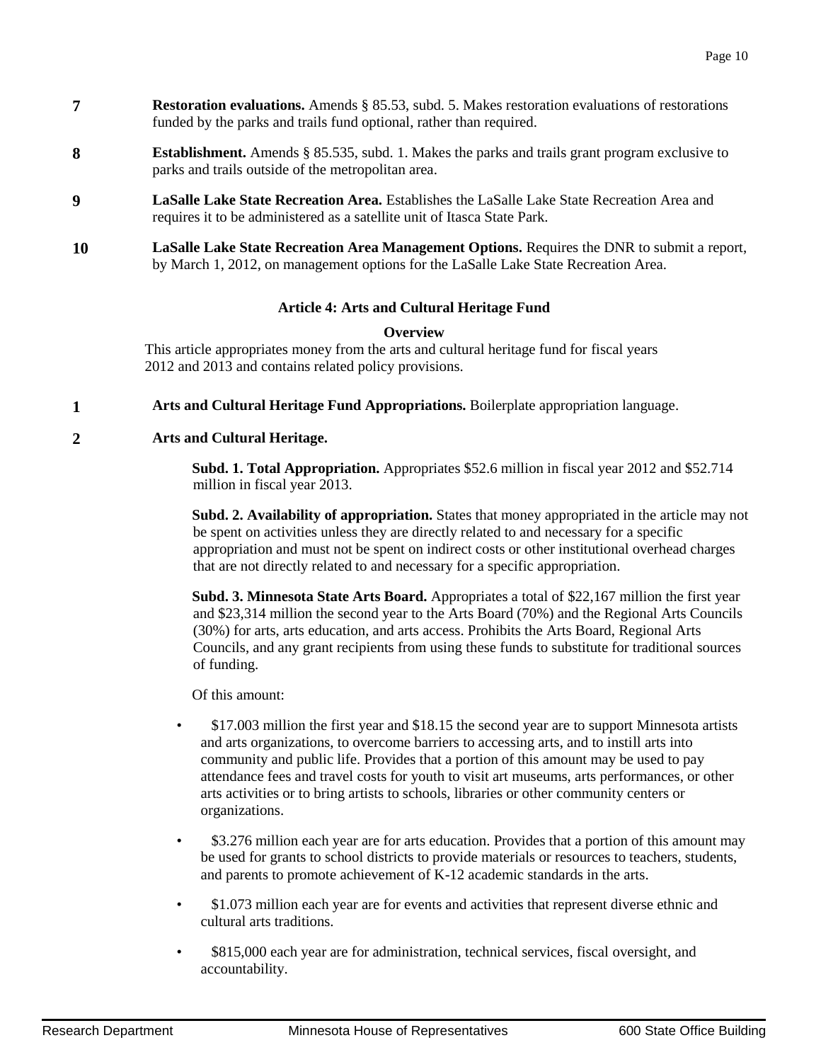**7** **Restoration evaluations.** Amends § 85.53, subd. 5. Makes restoration evaluations of restorations funded by the parks and trails fund optional, rather than required.

**8** **Establishment.** Amends § 85.535, subd. 1. Makes the parks and trails grant program exclusive to parks and trails outside of the metropolitan area.

**9** **LaSalle Lake State Recreation Area.** Establishes the LaSalle Lake State Recreation Area and requires it to be administered as a satellite unit of Itasca State Park.

**10** **LaSalle Lake State Recreation Area Management Options.** Requires the DNR to submit a report, by March 1, 2012, on management options for the LaSalle Lake State Recreation Area.

### Article 4: Arts and Cultural Heritage Fund

#### Overview

This article appropriates money from the arts and cultural heritage fund for fiscal years 2012 and 2013 and contains related policy provisions.

**1** **Arts and Cultural Heritage Fund Appropriations.** Boilerplate appropriation language.

**2** **Arts and Cultural Heritage.**

**Subd. 1. Total Appropriation.** Appropriates $52.6 million in fiscal year 2012 and $52.714 million in fiscal year 2013.

**Subd. 2. Availability of appropriation.** States that money appropriated in the article may not be spent on activities unless they are directly related to and necessary for a specific appropriation and must not be spent on indirect costs or other institutional overhead charges that are not directly related to and necessary for a specific appropriation.

**Subd. 3. Minnesota State Arts Board.** Appropriates a total of $22,167 million the first year and $23,314 million the second year to the Arts Board (70%) and the Regional Arts Councils (30%) for arts, arts education, and arts access. Prohibits the Arts Board, Regional Arts Councils, and any grant recipients from using these funds to substitute for traditional sources of funding.

Of this amount:

- $17.003 million the first year and $18.15 the second year are to support Minnesota artists and arts organizations, to overcome barriers to accessing arts, and to instill arts into community and public life. Provides that a portion of this amount may be used to pay attendance fees and travel costs for youth to visit art museums, arts performances, or other arts activities or to bring artists to schools, libraries or other community centers or organizations.
- $3.276 million each year are for arts education. Provides that a portion of this amount may be used for grants to school districts to provide materials or resources to teachers, students, and parents to promote achievement of K-12 academic standards in the arts.
- $1.073 million each year are for events and activities that represent diverse ethnic and cultural arts traditions.
- $815,000 each year are for administration, technical services, fiscal oversight, and accountability.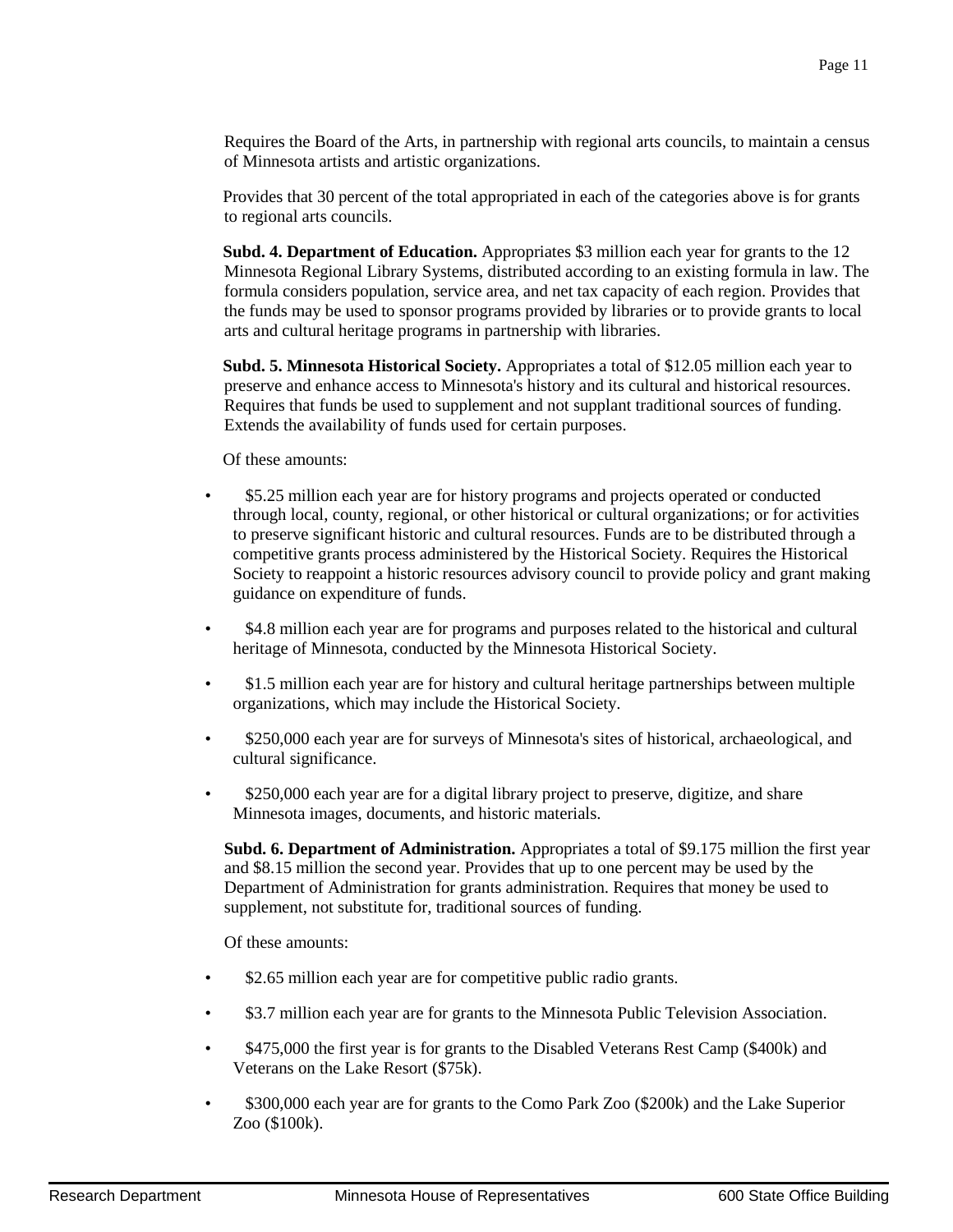Requires the Board of the Arts, in partnership with regional arts councils, to maintain a census of Minnesota artists and artistic organizations.

Provides that 30 percent of the total appropriated in each of the categories above is for grants to regional arts councils.

**Subd. 4. Department of Education.** Appropriates $3 million each year for grants to the 12 Minnesota Regional Library Systems, distributed according to an existing formula in law. The formula considers population, service area, and net tax capacity of each region. Provides that the funds may be used to sponsor programs provided by libraries or to provide grants to local arts and cultural heritage programs in partnership with libraries.

**Subd. 5. Minnesota Historical Society.** Appropriates a total of $12.05 million each year to preserve and enhance access to Minnesota's history and its cultural and historical resources. Requires that funds be used to supplement and not supplant traditional sources of funding. Extends the availability of funds used for certain purposes.

Of these amounts:

- $5.25 million each year are for history programs and projects operated or conducted through local, county, regional, or other historical or cultural organizations; or for activities to preserve significant historic and cultural resources. Funds are to be distributed through a competitive grants process administered by the Historical Society. Requires the Historical Society to reappoint a historic resources advisory council to provide policy and grant making guidance on expenditure of funds.
- $4.8 million each year are for programs and purposes related to the historical and cultural heritage of Minnesota, conducted by the Minnesota Historical Society.
- $1.5 million each year are for history and cultural heritage partnerships between multiple organizations, which may include the Historical Society.
- $250,000 each year are for surveys of Minnesota's sites of historical, archaeological, and cultural significance.
- $250,000 each year are for a digital library project to preserve, digitize, and share Minnesota images, documents, and historic materials.

**Subd. 6. Department of Administration.** Appropriates a total of $9.175 million the first year and $8.15 million the second year. Provides that up to one percent may be used by the Department of Administration for grants administration. Requires that money be used to supplement, not substitute for, traditional sources of funding.

Of these amounts:

- $2.65 million each year are for competitive public radio grants.
- $3.7 million each year are for grants to the Minnesota Public Television Association.
- $475,000 the first year is for grants to the Disabled Veterans Rest Camp ($400k) and Veterans on the Lake Resort ($75k).
- $300,000 each year are for grants to the Como Park Zoo ($200k) and the Lake Superior Zoo ($100k).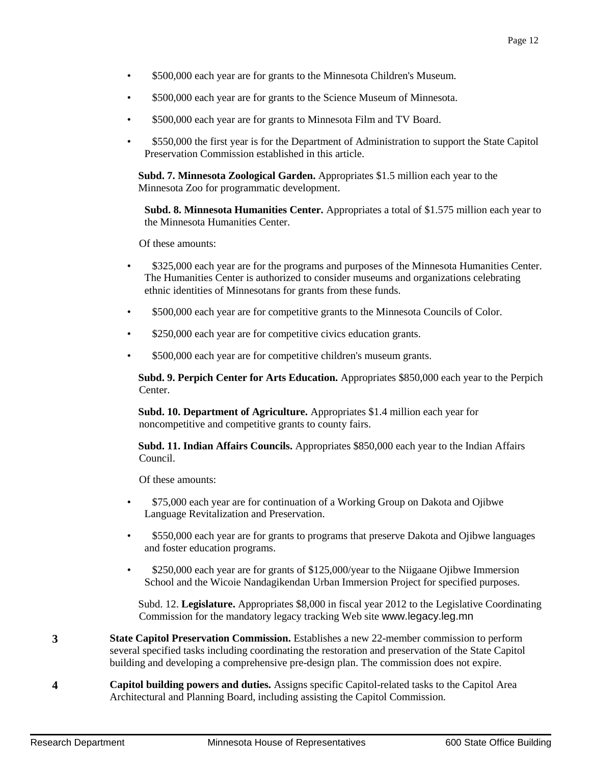- $500,000 each year are for grants to the Minnesota Children's Museum.
- $500,000 each year are for grants to the Science Museum of Minnesota.
- $500,000 each year are for grants to Minnesota Film and TV Board.
- $550,000 the first year is for the Department of Administration to support the State Capitol Preservation Commission established in this article.

**Subd. 7. Minnesota Zoological Garden.** Appropriates $1.5 million each year to the Minnesota Zoo for programmatic development.

**Subd. 8. Minnesota Humanities Center.** Appropriates a total of $1.575 million each year to the Minnesota Humanities Center.

Of these amounts:

- $325,000 each year are for the programs and purposes of the Minnesota Humanities Center. The Humanities Center is authorized to consider museums and organizations celebrating ethnic identities of Minnesotans for grants from these funds.
- $500,000 each year are for competitive grants to the Minnesota Councils of Color.
- $250,000 each year are for competitive civics education grants.
- $500,000 each year are for competitive children's museum grants.

**Subd. 9. Perpich Center for Arts Education.** Appropriates $850,000 each year to the Perpich Center.

**Subd. 10. Department of Agriculture.** Appropriates $1.4 million each year for noncompetitive and competitive grants to county fairs.

**Subd. 11. Indian Affairs Councils.** Appropriates $850,000 each year to the Indian Affairs Council.

Of these amounts:

- $75,000 each year are for continuation of a Working Group on Dakota and Ojibwe Language Revitalization and Preservation.
- $550,000 each year are for grants to programs that preserve Dakota and Ojibwe languages and foster education programs.
- $250,000 each year are for grants of $125,000/year to the Niigaane Ojibwe Immersion School and the Wicoie Nandagikendan Urban Immersion Project for specified purposes.

Subd. 12. **Legislature.** Appropriates $8,000 in fiscal year 2012 to the Legislative Coordinating Commission for the mandatory legacy tracking Web site www.legacy.leg.mn

**3** **State Capitol Preservation Commission.** Establishes a new 22-member commission to perform several specified tasks including coordinating the restoration and preservation of the State Capitol building and developing a comprehensive pre-design plan. The commission does not expire.

**4** **Capitol building powers and duties.** Assigns specific Capitol-related tasks to the Capitol Area Architectural and Planning Board, including assisting the Capitol Commission.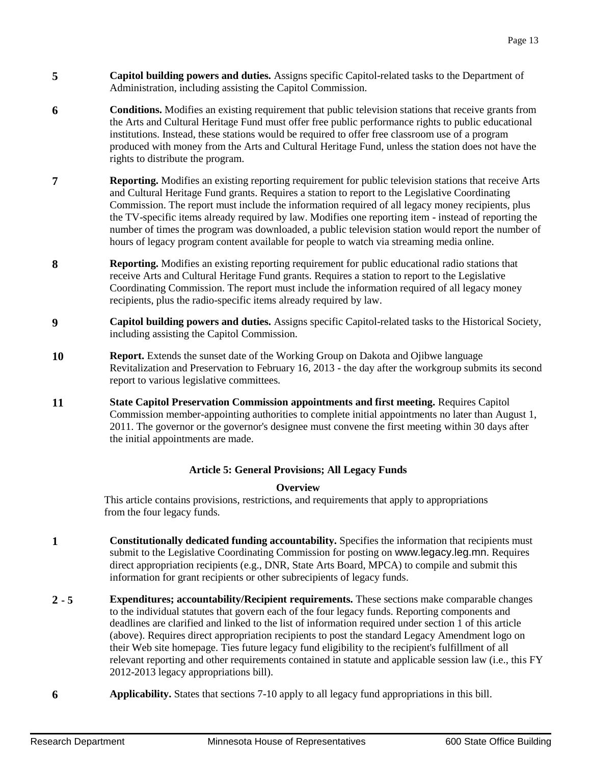**5** **Capitol building powers and duties.** Assigns specific Capitol-related tasks to the Department of Administration, including assisting the Capitol Commission.

**6** **Conditions.** Modifies an existing requirement that public television stations that receive grants from the Arts and Cultural Heritage Fund must offer free public performance rights to public educational institutions. Instead, these stations would be required to offer free classroom use of a program produced with money from the Arts and Cultural Heritage Fund, unless the station does not have the rights to distribute the program.

**7** **Reporting.** Modifies an existing reporting requirement for public television stations that receive Arts and Cultural Heritage Fund grants. Requires a station to report to the Legislative Coordinating Commission. The report must include the information required of all legacy money recipients, plus the TV-specific items already required by law. Modifies one reporting item - instead of reporting the number of times the program was downloaded, a public television station would report the number of hours of legacy program content available for people to watch via streaming media online.

**8** **Reporting.** Modifies an existing reporting requirement for public educational radio stations that receive Arts and Cultural Heritage Fund grants. Requires a station to report to the Legislative Coordinating Commission. The report must include the information required of all legacy money recipients, plus the radio-specific items already required by law.

**9** **Capitol building powers and duties.** Assigns specific Capitol-related tasks to the Historical Society, including assisting the Capitol Commission.

**10** **Report.** Extends the sunset date of the Working Group on Dakota and Ojibwe language Revitalization and Preservation to February 16, 2013 - the day after the workgroup submits its second report to various legislative committees.

**11** **State Capitol Preservation Commission appointments and first meeting.** Requires Capitol Commission member-appointing authorities to complete initial appointments no later than August 1, 2011. The governor or the governor's designee must convene the first meeting within 30 days after the initial appointments are made.

## Article 5: General Provisions; All Legacy Funds

### Overview

This article contains provisions, restrictions, and requirements that apply to appropriations from the four legacy funds.

**1** **Constitutionally dedicated funding accountability.** Specifies the information that recipients must submit to the Legislative Coordinating Commission for posting on www.legacy.leg.mn. Requires direct appropriation recipients (e.g., DNR, State Arts Board, MPCA) to compile and submit this information for grant recipients or other subrecipients of legacy funds.

**2 - 5** **Expenditures; accountability/Recipient requirements.** These sections make comparable changes to the individual statutes that govern each of the four legacy funds. Reporting components and deadlines are clarified and linked to the list of information required under section 1 of this article (above). Requires direct appropriation recipients to post the standard Legacy Amendment logo on their Web site homepage. Ties future legacy fund eligibility to the recipient's fulfillment of all relevant reporting and other requirements contained in statute and applicable session law (i.e., this FY 2012-2013 legacy appropriations bill).

**6** **Applicability.** States that sections 7-10 apply to all legacy fund appropriations in this bill.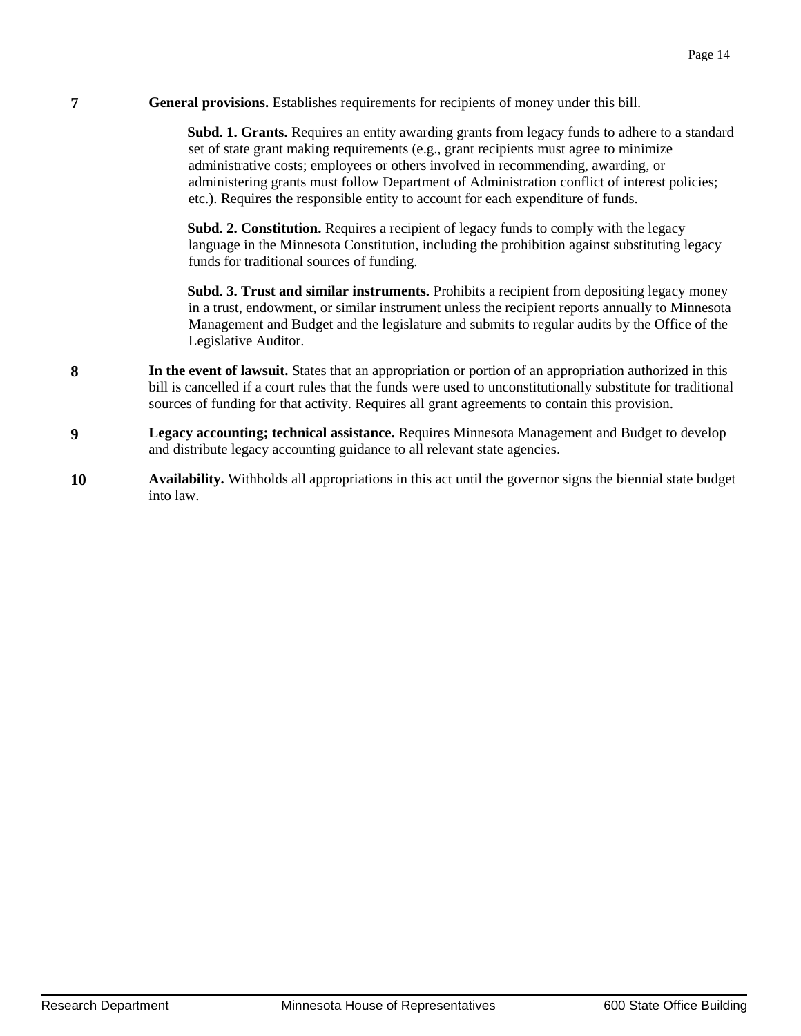**7** **General provisions.** Establishes requirements for recipients of money under this bill.

**Subd. 1. Grants.** Requires an entity awarding grants from legacy funds to adhere to a standard set of state grant making requirements (e.g., grant recipients must agree to minimize administrative costs; employees or others involved in recommending, awarding, or administering grants must follow Department of Administration conflict of interest policies; etc.). Requires the responsible entity to account for each expenditure of funds.

**Subd. 2. Constitution.** Requires a recipient of legacy funds to comply with the legacy language in the Minnesota Constitution, including the prohibition against substituting legacy funds for traditional sources of funding.

**Subd. 3. Trust and similar instruments.** Prohibits a recipient from depositing legacy money in a trust, endowment, or similar instrument unless the recipient reports annually to Minnesota Management and Budget and the legislature and submits to regular audits by the Office of the Legislative Auditor.

**8** **In the event of lawsuit.** States that an appropriation or portion of an appropriation authorized in this bill is cancelled if a court rules that the funds were used to unconstitutionally substitute for traditional sources of funding for that activity. Requires all grant agreements to contain this provision.

**9** **Legacy accounting; technical assistance.** Requires Minnesota Management and Budget to develop and distribute legacy accounting guidance to all relevant state agencies.

**10** **Availability.** Withholds all appropriations in this act until the governor signs the biennial state budget into law.